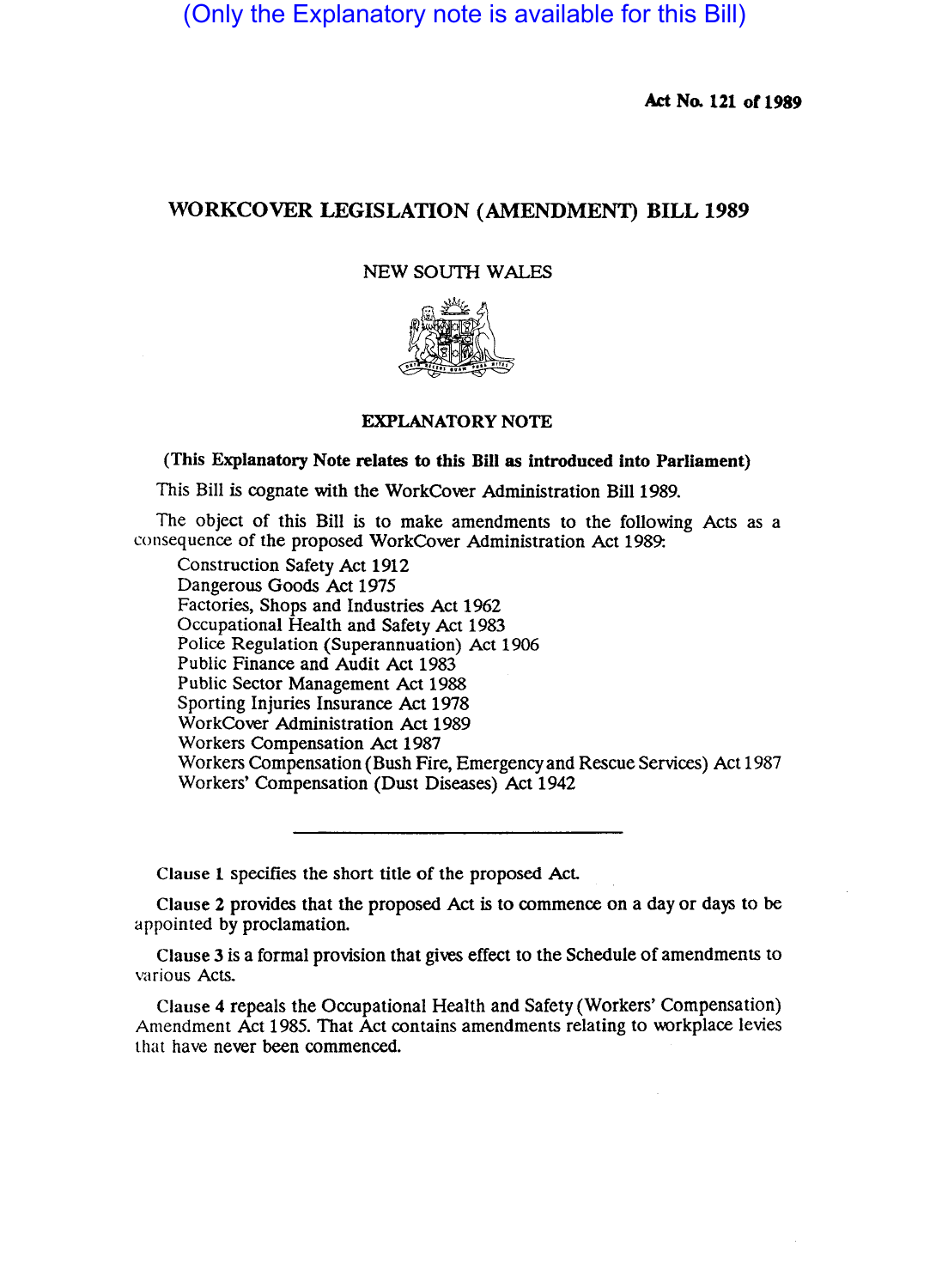(Only the Explanatory note is available for this Bill)

**Act No. 121 of 1989**

# WORKCOVER LEGISLATION (AMENDMENT) BILL 1989

NEW SOUTH WALES

## EXPLANATORY NOTE

**(This Explanatory Note relates to this Bill as introduced into Parliament)**

This Bill is cognate with the WorkCover Administration Bill 1989.

The object of this Bill is to make amendments to the following Acts as a consequence of the proposed WorkCover Administration Act 1989:

- Construction Safety Act 1912
- Dangerous Goods Act 1975
- Factories, Shops and Industries Act 1962
- Occupational Health and Safety Act 1983
- Police Regulation (Superannuation) Act 1906
- Public Finance and Audit Act 1983
- Public Sector Management Act 1988
- Sporting Injuries Insurance Act 1978
- WorkCover Administration Act 1989
- Workers Compensation Act 1987
- Workers Compensation (Bush Fire, Emergency and Rescue Services) Act 1987
- Workers' Compensation (Dust Diseases) Act 1942

---

Clause 1 specifies the short title of the proposed Act.

Clause 2 provides that the proposed Act is to commence on a day or days to be appointed by proclamation.

Clause 3 is a formal provision that gives effect to the Schedule of amendments to various Acts.

Clause 4 repeals the Occupational Health and Safety (Workers' Compensation) Amendment Act 1985. That Act contains amendments relating to workplace levies that have never been commenced.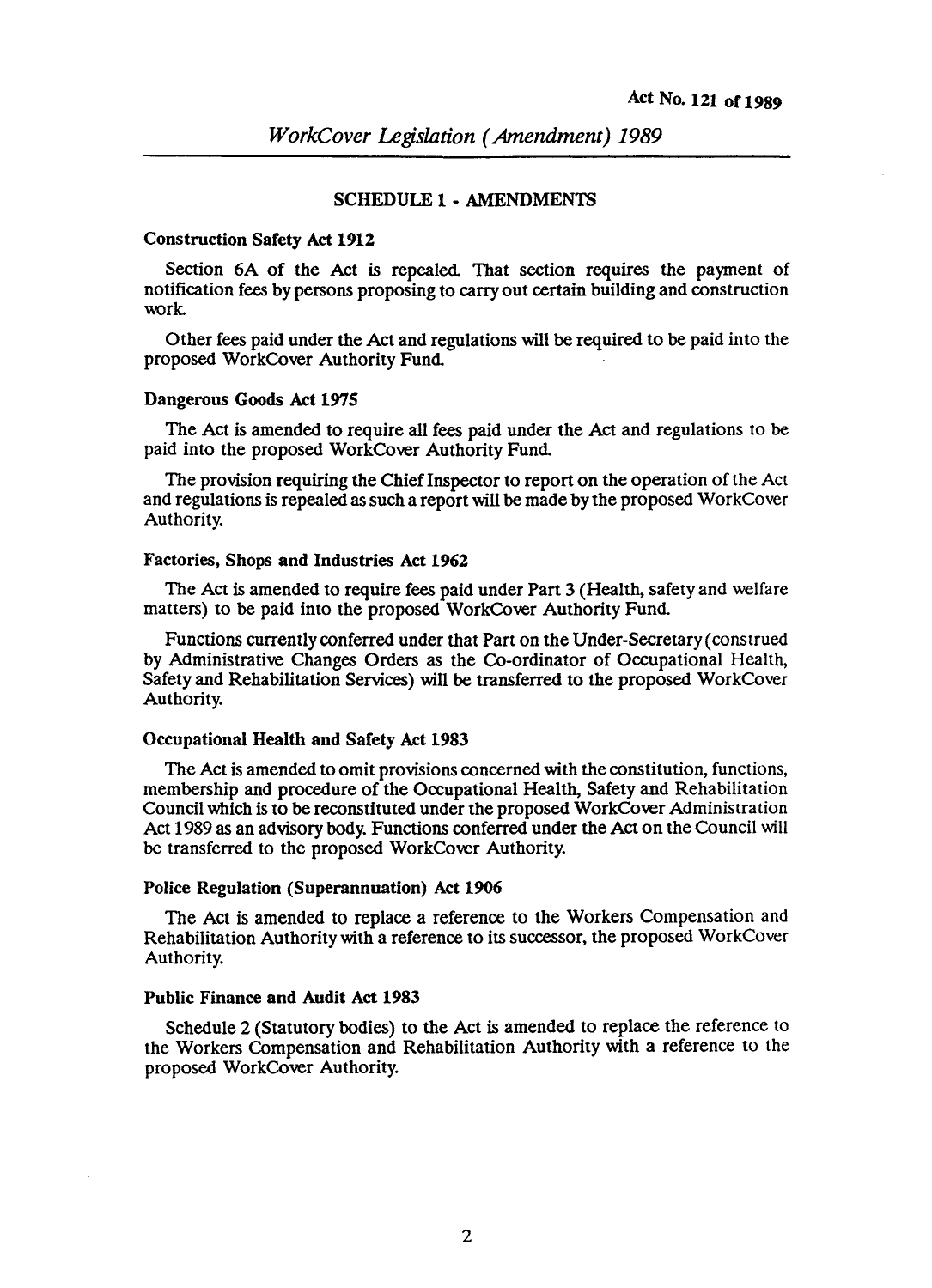## SCHEDULE 1 - AMENDMENTS

### Construction Safety Act 1912

Section 6A of the Act is repealed. That section requires the payment of notification fees by persons proposing to carry out certain building and construction work.

Other fees paid under the Act and regulations will be required to be paid into the proposed WorkCover Authority Fund.

### Dangerous Goods Act 1975

The Act is amended to require all fees paid under the Act and regulations to be paid into the proposed WorkCover Authority Fund.

The provision requiring the Chief Inspector to report on the operation of the Act and regulations is repealed as such a report will be made by the proposed WorkCover Authority.

### Factories, Shops and Industries Act 1962

The Act is amended to require fees paid under Part 3 (Health, safety and welfare matters) to be paid into the proposed WorkCover Authority Fund.

Functions currently conferred under that Part on the Under-Secretary (construed by Administrative Changes Orders as the Co-ordinator of Occupational Health, Safety and Rehabilitation Services) will be transferred to the proposed WorkCover Authority.

### Occupational Health and Safety Act 1983

The Act is amended to omit provisions concerned with the constitution, functions, membership and procedure of the Occupational Health, Safety and Rehabilitation Council which is to be reconstituted under the proposed WorkCover Administration Act 1989 as an advisory body. Functions conferred under the Act on the Council will be transferred to the proposed WorkCover Authority.

### Police Regulation (Superannuation) Act 1906

The Act is amended to replace a reference to the Workers Compensation and Rehabilitation Authority with a reference to its successor, the proposed WorkCover Authority.

### Public Finance and Audit Act 1983

Schedule 2 (Statutory bodies) to the Act is amended to replace the reference to the Workers Compensation and Rehabilitation Authority with a reference to the proposed WorkCover Authority.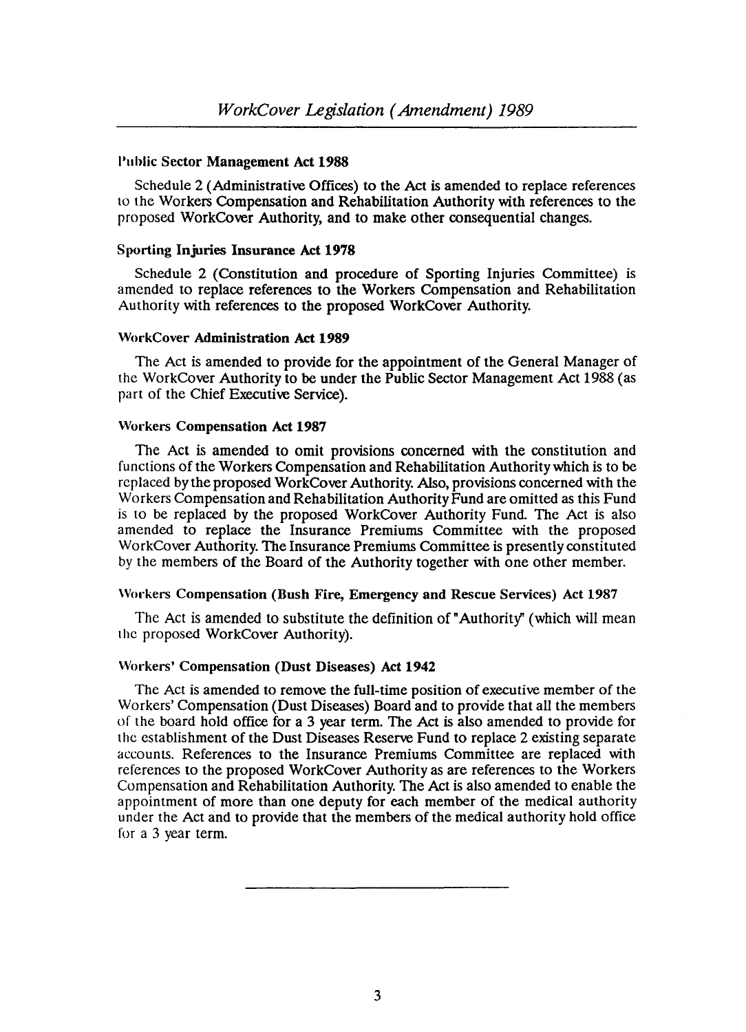#### Public Sector Management Act 1988

Schedule 2 (Administrative Offices) to the Act is amended to replace references to the Workers Compensation and Rehabilitation Authority with references to the proposed WorkCover Authority, and to make other consequential changes.

#### Sporting Injuries Insurance Act 1978

Schedule 2 (Constitution and procedure of Sporting Injuries Committee) is amended to replace references to the Workers Compensation and Rehabilitation Authority with references to the proposed WorkCover Authority.

#### WorkCover Administration Act 1989

The Act is amended to provide for the appointment of the General Manager of the WorkCover Authority to be under the Public Sector Management Act 1988 (as part of the Chief Executive Service).

#### Workers Compensation Act 1987

The Act is amended to omit provisions concerned with the constitution and functions of the Workers Compensation and Rehabilitation Authority which is to be replaced by the proposed WorkCover Authority. Also, provisions concerned with the Workers Compensation and Rehabilitation Authority Fund are omitted as this Fund is to be replaced by the proposed WorkCover Authority Fund. The Act is also amended to replace the Insurance Premiums Committee with the proposed WorkCover Authority. The Insurance Premiums Committee is presently constituted by the members of the Board of the Authority together with one other member.

#### Workers Compensation (Bush Fire, Emergency and Rescue Services) Act 1987

The Act is amended to substitute the definition of "Authority" (which will mean the proposed WorkCover Authority).

#### Workers' Compensation (Dust Diseases) Act 1942

The Act is amended to remove the full-time position of executive member of the Workers' Compensation (Dust Diseases) Board and to provide that all the members of the board hold office for a 3 year term. The Act is also amended to provide for the establishment of the Dust Diseases Reserve Fund to replace 2 existing separate accounts. References to the Insurance Premiums Committee are replaced with references to the proposed WorkCover Authority as are references to the Workers Compensation and Rehabilitation Authority. The Act is also amended to enable the appointment of more than one deputy for each member of the medical authority under the Act and to provide that the members of the medical authority hold office for a 3 year term.